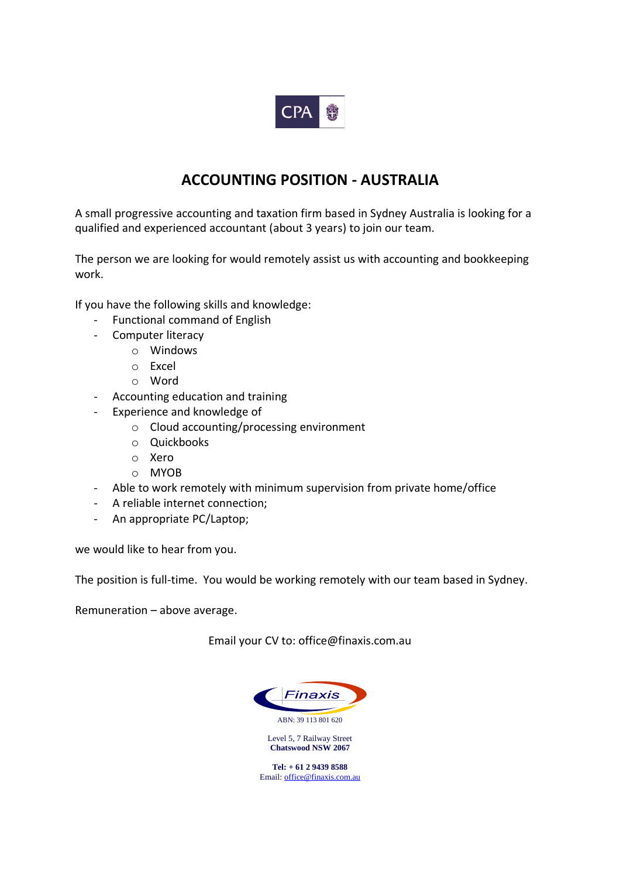CPA

# ACCOUNTING POSITION - AUSTRALIA

A small progressive accounting and taxation firm based in Sydney Australia is looking for a qualified and experienced accountant (about 3 years) to join our team.

The person we are looking for would remotely assist us with accounting and bookkeeping work.

If you have the following skills and knowledge:

- Functional command of English
- Computer literacy
  - Windows
  - Excel
  - Word
- Accounting education and training
- Experience and knowledge of
  - Cloud accounting/processing environment
  - Quickbooks
  - Xero
  - MYOB
- Able to work remotely with minimum supervision from private home/office
- A reliable internet connection;
- An appropriate PC/Laptop;

we would like to hear from you.

The position is full-time. You would be working remotely with our team based in Sydney.

Remuneration – above average.

Email your CV to: office@finaxis.com.au

Finaxis

ABN: 39 113 801 620

Level 5, 7 Railway Street
**Chatswood NSW 2067**

**Tel: + 61 2 9439 8588**
Email: office@finaxis.com.au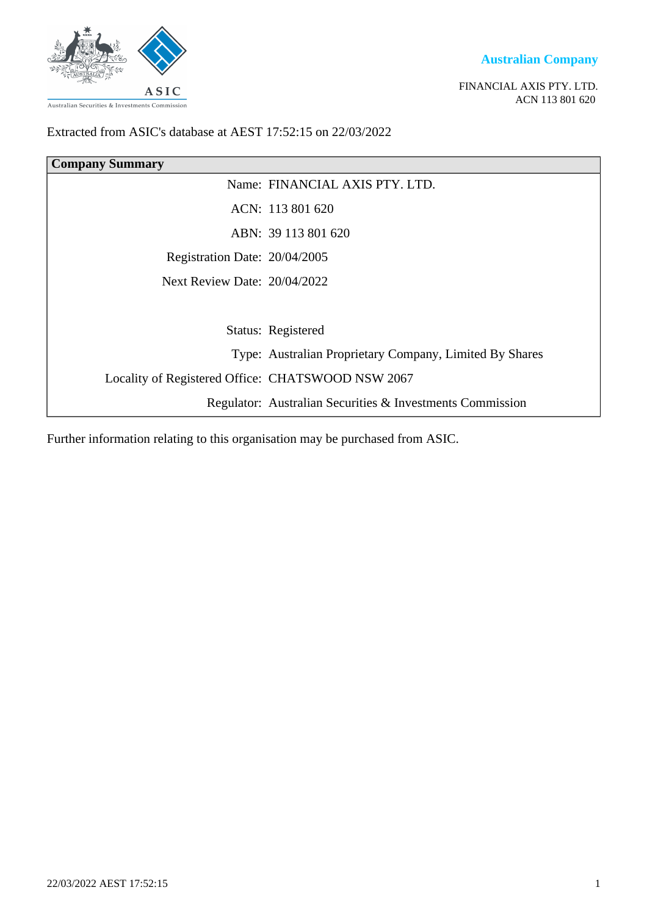**Australian Company**

FINANCIAL AXIS PTY. LTD.
ACN 113 801 620

Extracted from ASIC's database at AEST 17:52:15 on 22/03/2022

| Company Summary | |
|---|---|
| Name: | FINANCIAL AXIS PTY. LTD. |
| ACN: | 113 801 620 |
| ABN: | 39 113 801 620 |
| Registration Date: | 20/04/2005 |
| Next Review Date: | 20/04/2022 |
| Status: | Registered |
| Type: | Australian Proprietary Company, Limited By Shares |
| Locality of Registered Office: | CHATSWOOD NSW 2067 |
| Regulator: | Australian Securities & Investments Commission |

Further information relating to this organisation may be purchased from ASIC.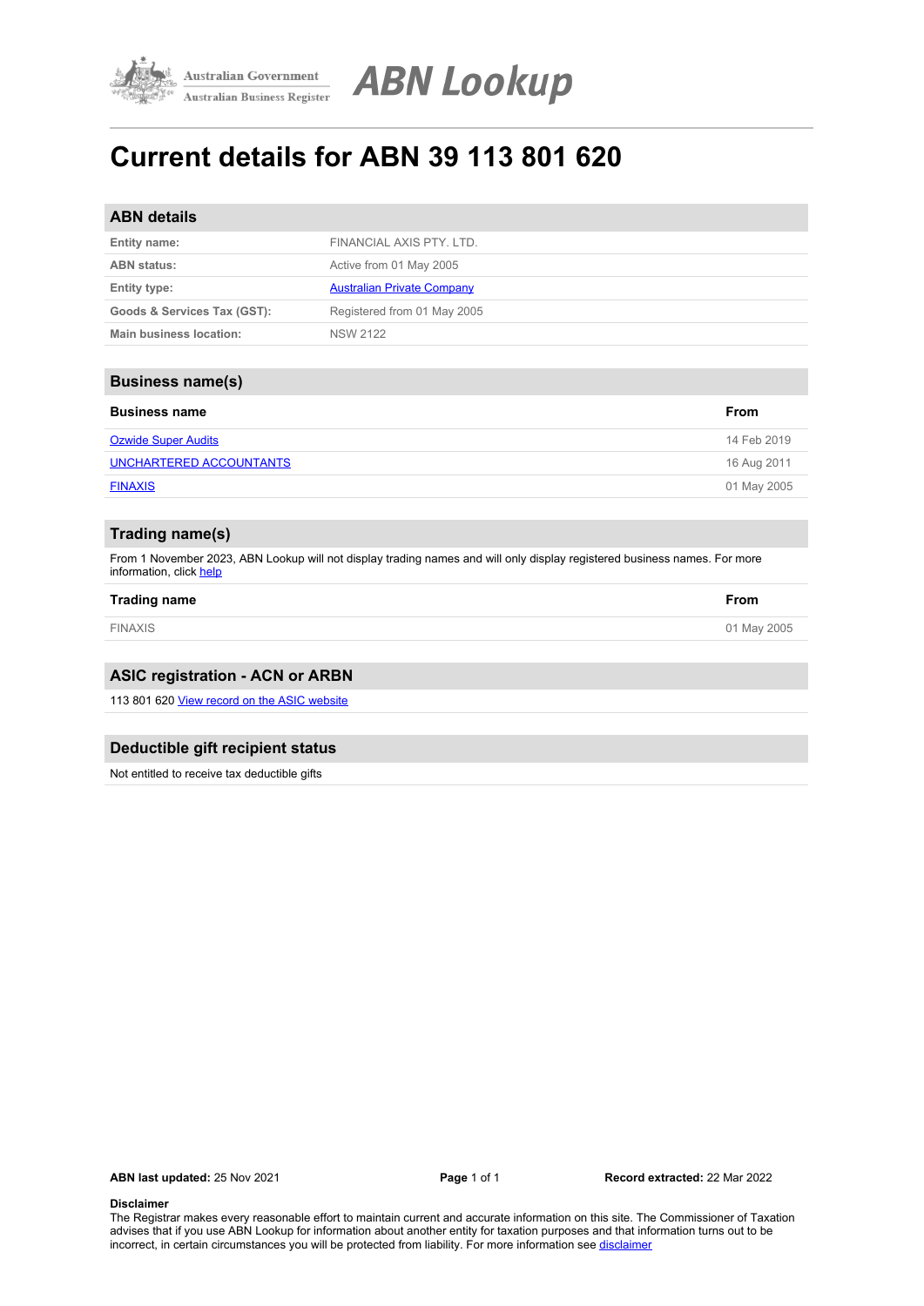Australian Government
Australian Business Register

# ABN Lookup

# Current details for ABN 39 113 801 620

## ABN details

| | |
|---|---|
| **Entity name:** | FINANCIAL AXIS PTY. LTD. |
| **ABN status:** | Active from 01 May 2005 |
| **Entity type:** | Australian Private Company |
| **Goods & Services Tax (GST):** | Registered from 01 May 2005 |
| **Main business location:** | NSW 2122 |

## Business name(s)

| Business name | From |
|---|---|
| Ozwide Super Audits | 14 Feb 2019 |
| UNCHARTERED ACCOUNTANTS | 16 Aug 2011 |
| FINAXIS | 01 May 2005 |

## Trading name(s)

From 1 November 2023, ABN Lookup will not display trading names and will only display registered business names. For more information, click help

| Trading name | From |
|---|---|
| FINAXIS | 01 May 2005 |

## ASIC registration - ACN or ARBN

113 801 620 View record on the ASIC website

## Deductible gift recipient status

Not entitled to receive tax deductible gifts

**ABN last updated:** 25 Nov 2021

**Record extracted:** 22 Mar 2022

**Disclaimer**
The Registrar makes every reasonable effort to maintain current and accurate information on this site. The Commissioner of Taxation advises that if you use ABN Lookup for information about another entity for taxation purposes and that information turns out to be incorrect, in certain circumstances you will be protected from liability. For more information see disclaimer